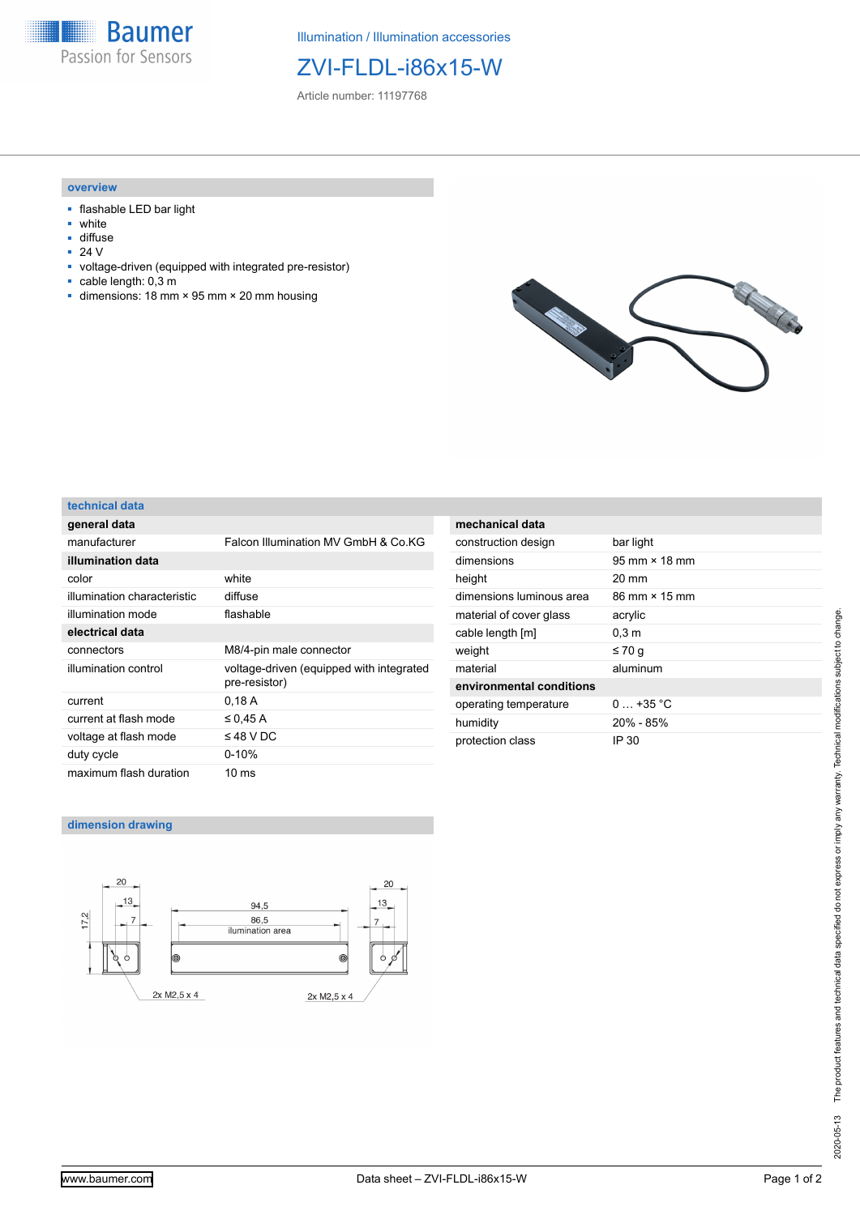Illumination / Illumination accessories

# ZVI-FLDL-i86x15-W

Article number: 11197768

## overview

- flashable LED bar light
- white
- diffuse
- 24 V
- voltage-driven (equipped with integrated pre-resistor)
- cable length: 0,3 m
- dimensions: 18 mm × 95 mm × 20 mm housing

## technical data

| **general data** | |
|---|---|
| manufacturer | Falcon Illumination MV GmbH & Co.KG |
| **illumination data** | |
| color | white |
| illumination characteristic | diffuse |
| illumination mode | flashable |
| **electrical data** | |
| connectors | M8/4-pin male connector |
| illumination control | voltage-driven (equipped with integrated pre-resistor) |
| current | 0,18 A |
| current at flash mode | ≤ 0,45 A |
| voltage at flash mode | ≤ 48 V DC |
| duty cycle | 0-10% |
| maximum flash duration | 10 ms |

| **mechanical data** | |
|---|---|
| construction design | bar light |
| dimensions | 95 mm × 18 mm |
| height | 20 mm |
| dimensions luminous area | 86 mm × 15 mm |
| material of cover glass | acrylic |
| cable length [m] | 0,3 m |
| weight | ≤ 70 g |
| material | aluminum |
| **environmental conditions** | |
| operating temperature | 0 … +35 °C |
| humidity | 20% - 85% |
| protection class | IP 30 |

## dimension drawing

20, 13, 7, 17,2, 94,5, 86,5 illumination area, 2x M2,5 x 4, 2x M2,5 x 4

The product features and technical data specified do not express or imply any warranty. Technical modifications subject to change.

2020-05-13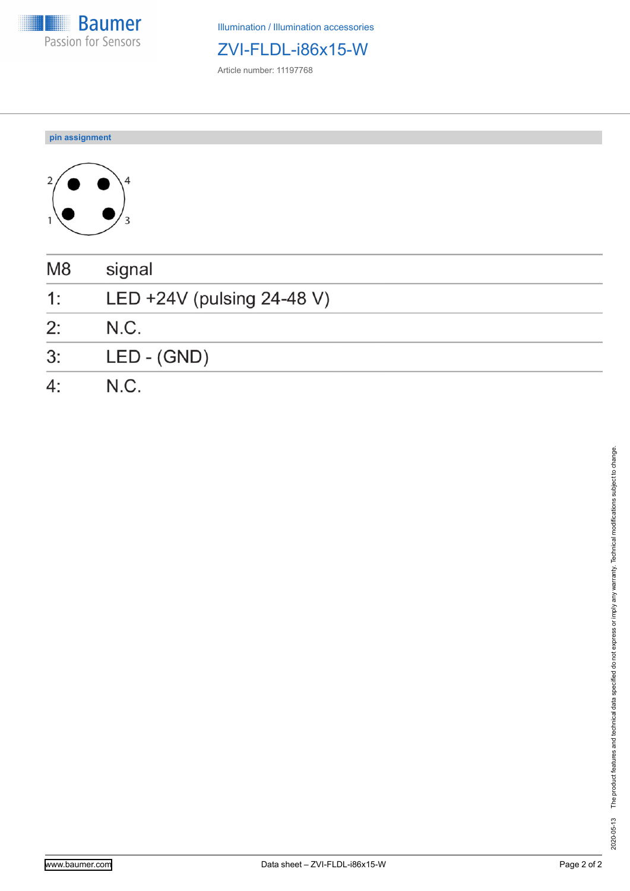## pin assignment

2 4
1 3

| M8 | signal |
|---|---|
| 1: | LED +24V (pulsing 24-48 V) |
| 2: | N.C. |
| 3: | LED - (GND) |
| 4: | N.C. |

The product features and technical data specified do not express or imply any warranty. Technical modifications subject to change.